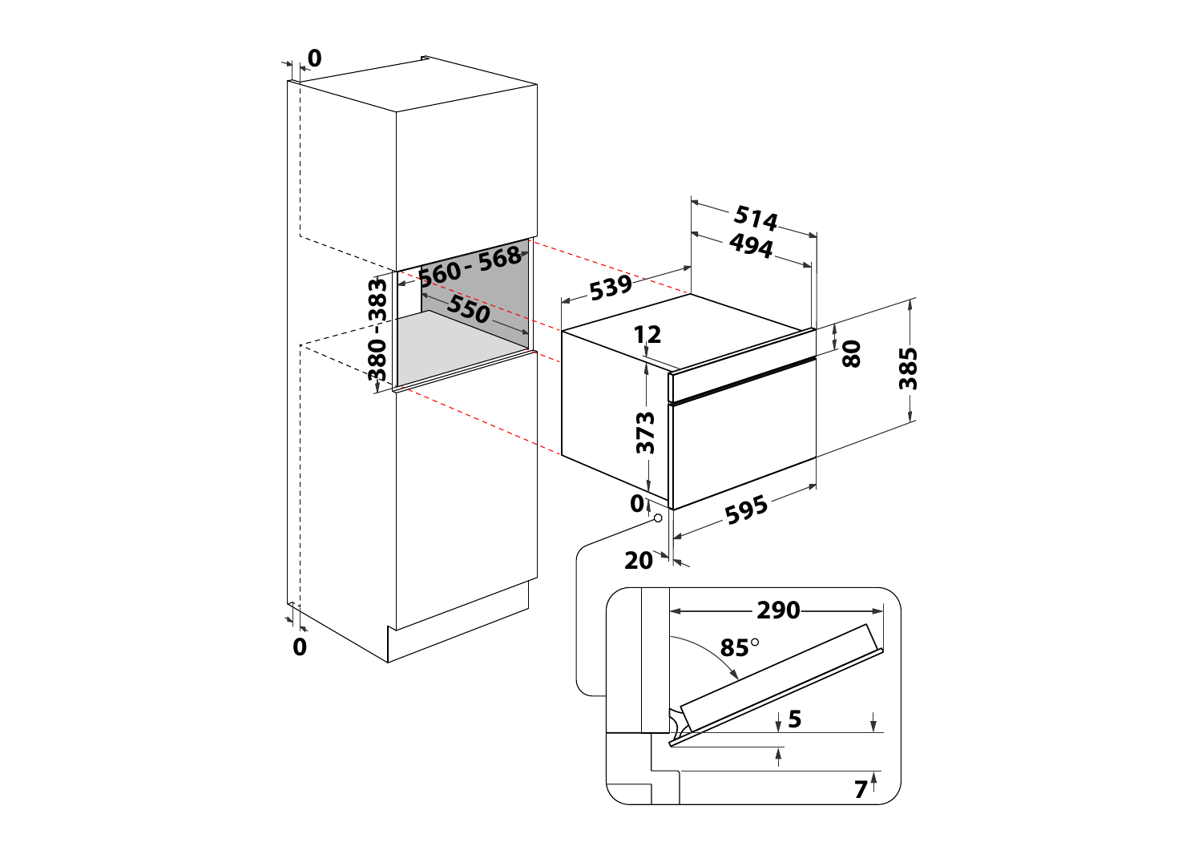0

560 - 568

550

380 - 383

0

514

494

539

12

80

385

373

595

0

20

290

85°

5

7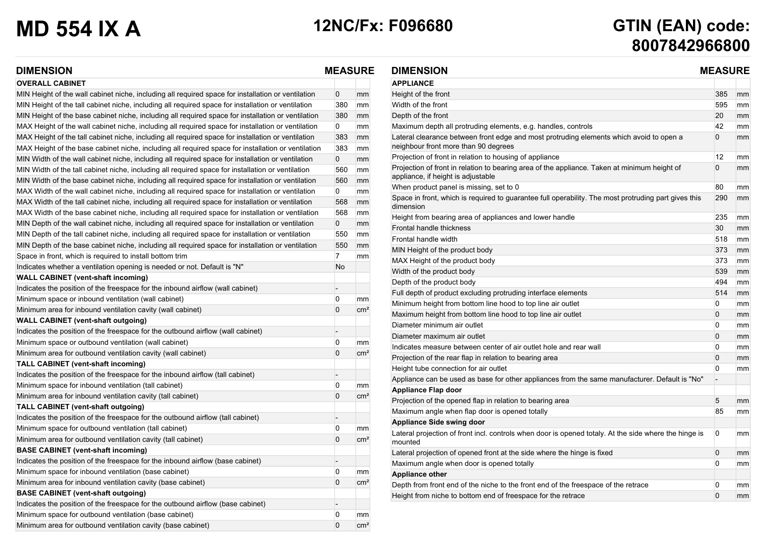# MD 554 IX A

**12NC/Fx: F096680**

**GTIN (EAN) code: 8007842966800**

| DIMENSION | MEASURE | |
|---|---|---|
| **OVERALL CABINET** | | |
| MIN Height of the wall cabinet niche, including all required space for installation or ventilation | 0 | mm |
| MIN Height of the tall cabinet niche, including all required space for installation or ventilation | 380 | mm |
| MIN Height of the base cabinet niche, including all required space for installation or ventilation | 380 | mm |
| MAX Height of the wall cabinet niche, including all required space for installation or ventilation | 0 | mm |
| MAX Height of the tall cabinet niche, including all required space for installation or ventilation | 383 | mm |
| MAX Height of the base cabinet niche, including all required space for installation or ventilation | 383 | mm |
| MIN Width of the wall cabinet niche, including all required space for installation or ventilation | 0 | mm |
| MIN Width of the tall cabinet niche, including all required space for installation or ventilation | 560 | mm |
| MIN Width of the base cabinet niche, including all required space for installation or ventilation | 560 | mm |
| MAX Width of the wall cabinet niche, including all required space for installation or ventilation | 0 | mm |
| MAX Width of the tall cabinet niche, including all required space for installation or ventilation | 568 | mm |
| MAX Width of the base cabinet niche, including all required space for installation or ventilation | 568 | mm |
| MIN Depth of the wall cabinet niche, including all required space for installation or ventilation | 0 | mm |
| MIN Depth of the tall cabinet niche, including all required space for installation or ventilation | 550 | mm |
| MIN Depth of the base cabinet niche, including all required space for installation or ventilation | 550 | mm |
| Space in front, which is required to install bottom trim | 7 | mm |
| Indicates whether a ventilation opening is needed or not. Default is "N" | No | |
| **WALL CABINET (vent-shaft incoming)** | | |
| Indicates the position of the freespace for the inbound airflow (wall cabinet) | - | |
| Minimum space or inbound ventilation (wall cabinet) | 0 | mm |
| Minimum area for inbound ventilation cavity (wall cabinet) | 0 | cm² |
| **WALL CABINET (vent-shaft outgoing)** | | |
| Indicates the position of the freespace for the outbound airflow (wall cabinet) | - | |
| Minimum space or outbound ventilation (wall cabinet) | 0 | mm |
| Minimum area for outbound ventilation cavity (wall cabinet) | 0 | cm² |
| **TALL CABINET (vent-shaft incoming)** | | |
| Indicates the position of the freespace for the inbound airflow (tall cabinet) | - | |
| Minimum space for inbound ventilation (tall cabinet) | 0 | mm |
| Minimum area for inbound ventilation cavity (tall cabinet) | 0 | cm² |
| **TALL CABINET (vent-shaft outgoing)** | | |
| Indicates the position of the freespace for the outbound airflow (tall cabinet) | - | |
| Minimum space for outbound ventilation (tall cabinet) | 0 | mm |
| Minimum area for outbound ventilation cavity (tall cabinet) | 0 | cm² |
| **BASE CABINET (vent-shaft incoming)** | | |
| Indicates the position of the freespace for the inbound airflow (base cabinet) | - | |
| Minimum space for inbound ventilation (base cabinet) | 0 | mm |
| Minimum area for inbound ventilation cavity (base cabinet) | 0 | cm² |
| **BASE CABINET (vent-shaft outgoing)** | | |
| Indicates the position of the freespace for the outbound airflow (base cabinet) | - | |
| Minimum space for outbound ventilation (base cabinet) | 0 | mm |
| Minimum area for outbound ventilation cavity (base cabinet) | 0 | cm² |

| DIMENSION | MEASURE | |
|---|---|---|
| **APPLIANCE** | | |
| Height of the front | 385 | mm |
| Width of the front | 595 | mm |
| Depth of the front | 20 | mm |
| Maximum depth all protruding elements, e.g. handles, controls | 42 | mm |
| Lateral clearance between front edge and most protruding elements which avoid to open a neighbour front more than 90 degrees | 0 | mm |
| Projection of front in relation to housing of appliance | 12 | mm |
| Projection of front in relation to bearing area of the appliance. Taken at minimum height of appliance, if height is adjustable | 0 | mm |
| When product panel is missing, set to 0 | 80 | mm |
| Space in front, which is required to guarantee full operability. The most protruding part gives this dimension | 290 | mm |
| Height from bearing area of appliances and lower handle | 235 | mm |
| Frontal handle thickness | 30 | mm |
| Frontal handle width | 518 | mm |
| MIN Height of the product body | 373 | mm |
| MAX Height of the product body | 373 | mm |
| Width of the product body | 539 | mm |
| Depth of the product body | 494 | mm |
| Full depth of product excluding protruding interface elements | 514 | mm |
| Minimum height from bottom line hood to top line air outlet | 0 | mm |
| Maximum height from bottom line hood to top line air outlet | 0 | mm |
| Diameter minimum air outlet | 0 | mm |
| Diameter maximum air outlet | 0 | mm |
| Indicates measure between center of air outlet hole and rear wall | 0 | mm |
| Projection of the rear flap in relation to bearing area | 0 | mm |
| Height tube connection for air outlet | 0 | mm |
| Appliance can be used as base for other appliances from the same manufacturer. Default is "No" | - | |
| **Appliance Flap door** | | |
| Projection of the opened flap in relation to bearing area | 5 | mm |
| Maximum angle when flap door is opened totally | 85 | mm |
| **Appliance Side swing door** | | |
| Lateral projection of front incl. controls when door is opened totaly. At the side where the hinge is mounted | 0 | mm |
| Lateral projection of opened front at the side where the hinge is fixed | 0 | mm |
| Maximum angle when door is opened totally | 0 | mm |
| **Appliance other** | | |
| Depth from front end of the niche to the front end of the freespace of the retrace | 0 | mm |
| Height from niche to bottom end of freespace for the retrace | 0 | mm |